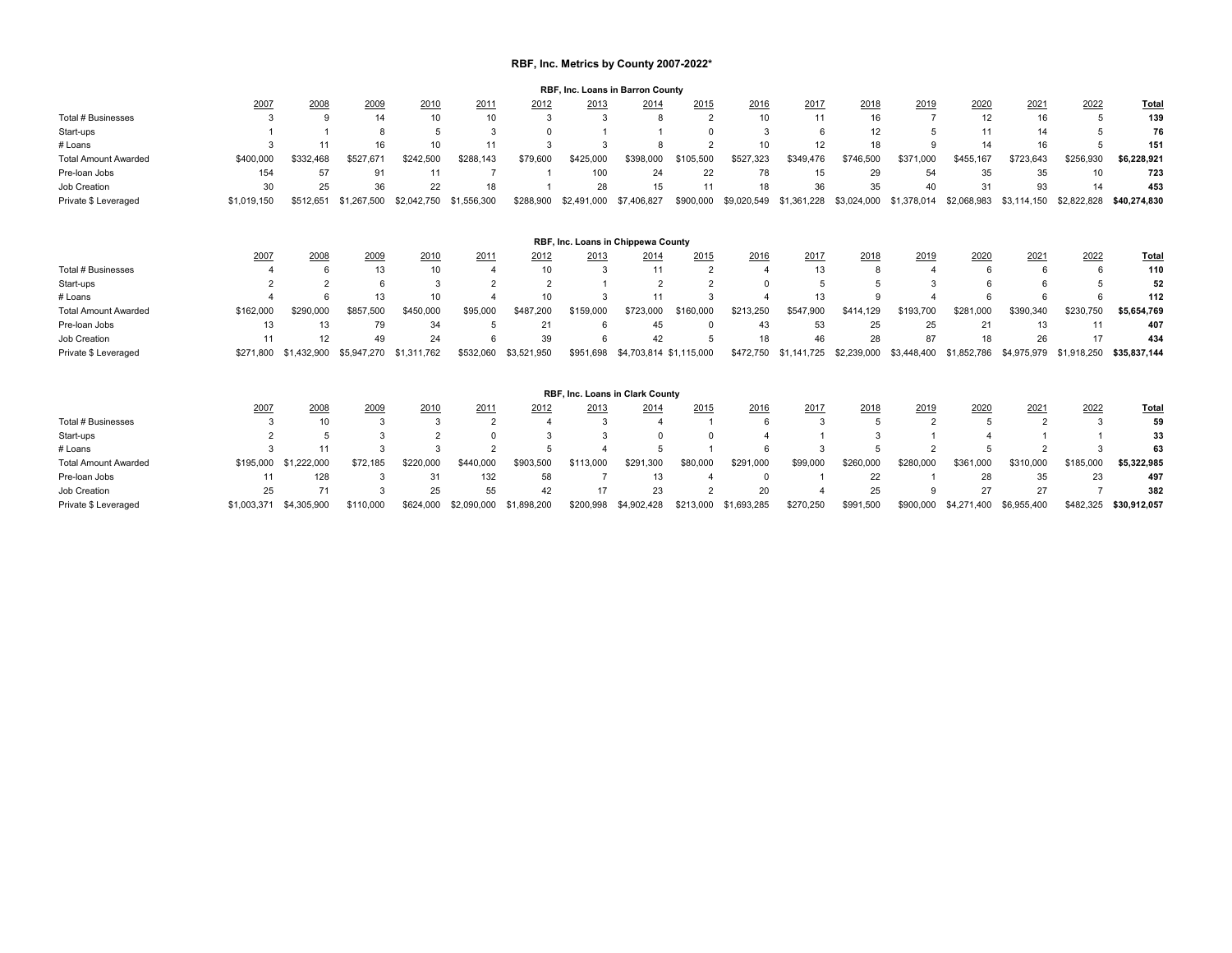# RBF, Inc. Metrics by County 2007-2022*

### RBF, Inc. Loans in Barron County

| | 2007 | 2008 | 2009 | 2010 | 2011 | 2012 | 2013 | 2014 | 2015 | 2016 | 2017 | 2018 | 2019 | 2020 | 2021 | 2022 | Total |
|---|---|---|---|---|---|---|---|---|---|---|---|---|---|---|---|---|---|
| Total # Businesses | 3 | 9 | 14 | 10 | 10 | 3 | 3 | 8 | 2 | 10 | 11 | 16 | 7 | 12 | 16 | 5 | **139** |
| Start-ups | 1 | 1 | 8 | 5 | 3 | 0 | 1 | 1 | 0 | 3 | 6 | 12 | 5 | 11 | 14 | 5 | **76** |
| # Loans | 3 | 11 | 16 | 10 | 11 | 3 | 3 | 8 | 2 | 10 | 12 | 18 | 9 | 14 | 16 | 5 | **151** |
| Total Amount Awarded | $400,000 | $332,468 | $527,671 | $242,500 | $288,143 | $79,600 | $425,000 | $398,000 | $105,500 | $527,323 | $349,476 | $746,500 | $371,000 | $455,167 | $723,643 | $256,930 | **$6,228,921** |
| Pre-loan Jobs | 154 | 57 | 91 | 11 | 7 | 1 | 100 | 24 | 22 | 78 | 15 | 29 | 54 | 35 | 35 | 10 | **723** |
| Job Creation | 30 | 25 | 36 | 22 | 18 | 1 | 28 | 15 | 11 | 18 | 36 | 35 | 40 | 31 | 93 | 14 | **453** |
| Private $ Leveraged | $1,019,150 | $512,651 | $1,267,500 | $2,042,750 | $1,556,300 | $288,900 | $2,491,000 | $7,406,827 | $900,000 | $9,020,549 | $1,361,228 | $3,024,000 | $1,378,014 | $2,068,983 | $3,114,150 | $2,822,828 | **$40,274,830** |

### RBF, Inc. Loans in Chippewa County

| | 2007 | 2008 | 2009 | 2010 | 2011 | 2012 | 2013 | 2014 | 2015 | 2016 | 2017 | 2018 | 2019 | 2020 | 2021 | 2022 | Total |
|---|---|---|---|---|---|---|---|---|---|---|---|---|---|---|---|---|---|
| Total # Businesses | 4 | 6 | 13 | 10 | 4 | 10 | 3 | 11 | 2 | 4 | 13 | 8 | 4 | 6 | 6 | 6 | **110** |
| Start-ups | 2 | 2 | 6 | 3 | 2 | 2 | 1 | 2 | 2 | 0 | 5 | 5 | 3 | 6 | 6 | 5 | **52** |
| # Loans | 4 | 6 | 13 | 10 | 4 | 10 | 3 | 11 | 3 | 4 | 13 | 9 | 4 | 6 | 6 | 6 | **112** |
| Total Amount Awarded | $162,000 | $290,000 | $857,500 | $450,000 | $95,000 | $487,200 | $159,000 | $723,000 | $160,000 | $213,250 | $547,900 | $414,129 | $193,700 | $281,000 | $390,340 | $230,750 | **$5,654,769** |
| Pre-loan Jobs | 13 | 13 | 79 | 34 | 5 | 21 | 6 | 45 | 0 | 43 | 53 | 25 | 25 | 21 | 13 | 11 | **407** |
| Job Creation | 11 | 12 | 49 | 24 | 6 | 39 | 6 | 42 | 5 | 18 | 46 | 28 | 87 | 18 | 26 | 17 | **434** |
| Private $ Leveraged | $271,800 | $1,432,900 | $5,947,270 | $1,311,762 | $532,060 | $3,521,950 | $951,698 | $4,703,814 | $1,115,000 | $472,750 | $1,141,725 | $2,239,000 | $3,448,400 | $1,852,786 | $4,975,979 | $1,918,250 | **$35,837,144** |

### RBF, Inc. Loans in Clark County

| | 2007 | 2008 | 2009 | 2010 | 2011 | 2012 | 2013 | 2014 | 2015 | 2016 | 2017 | 2018 | 2019 | 2020 | 2021 | 2022 | Total |
|---|---|---|---|---|---|---|---|---|---|---|---|---|---|---|---|---|---|
| Total # Businesses | 3 | 10 | 3 | 3 | 2 | 4 | 3 | 4 | 1 | 6 | 3 | 5 | 2 | 5 | 2 | 3 | **59** |
| Start-ups | 2 | 5 | 3 | 2 | 0 | 3 | 3 | 0 | 0 | 4 | 1 | 3 | 1 | 4 | 1 | 1 | **33** |
| # Loans | 3 | 11 | 3 | 3 | 2 | 5 | 4 | 5 | 1 | 6 | 3 | 5 | 2 | 5 | 2 | 3 | **63** |
| Total Amount Awarded | $195,000 | $1,222,000 | $72,185 | $220,000 | $440,000 | $903,500 | $113,000 | $291,300 | $80,000 | $291,000 | $99,000 | $260,000 | $280,000 | $361,000 | $310,000 | $185,000 | **$5,322,985** |
| Pre-loan Jobs | 11 | 128 | 3 | 31 | 132 | 58 | 7 | 13 | 4 | 0 | 1 | 22 | 1 | 28 | 35 | 23 | **497** |
| Job Creation | 25 | 71 | 3 | 25 | 55 | 42 | 17 | 23 | 2 | 20 | 4 | 25 | 9 | 27 | 27 | 7 | **382** |
| Private $ Leveraged | $1,003,371 | $4,305,900 | $110,000 | $624,000 | $2,090,000 | $1,898,200 | $200,998 | $4,902,428 | $213,000 | $1,693,285 | $270,250 | $991,500 | $900,000 | $4,271,400 | $6,955,400 | $482,325 | **$30,912,057** |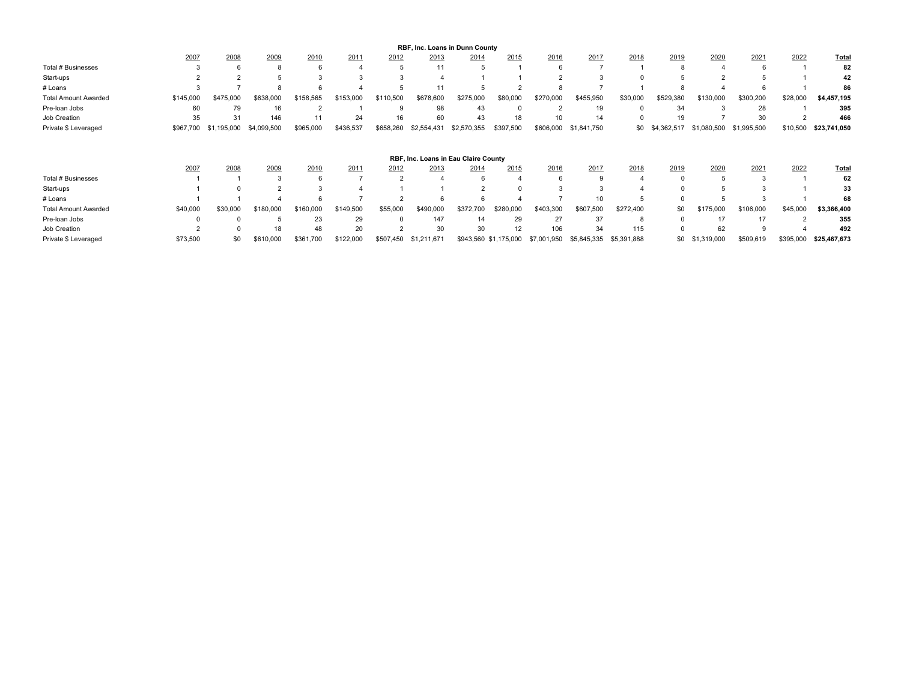**RBF, Inc. Loans in Dunn County**

| | 2007 | 2008 | 2009 | 2010 | 2011 | 2012 | 2013 | 2014 | 2015 | 2016 | 2017 | 2018 | 2019 | 2020 | 2021 | 2022 | Total |
|---|---|---|---|---|---|---|---|---|---|---|---|---|---|---|---|---|---|
| Total # Businesses | 3 | 6 | 8 | 6 | 4 | 5 | 11 | 5 | 1 | 6 | 7 | 1 | 8 | 4 | 6 | 1 | **82** |
| Start-ups | 2 | 2 | 5 | 3 | 3 | 3 | 4 | 1 | 1 | 2 | 3 | 0 | 5 | 2 | 5 | 1 | **42** |
| # Loans | 3 | 7 | 8 | 6 | 4 | 5 | 11 | 5 | 2 | 8 | 7 | 1 | 8 | 4 | 6 | 1 | **86** |
| Total Amount Awarded | $145,000 | $475,000 | $638,000 | $158,565 | $153,000 | $110,500 | $678,600 | $275,000 | $80,000 | $270,000 | $455,950 | $30,000 | $529,380 | $130,000 | $300,200 | $28,000 | **$4,457,195** |
| Pre-loan Jobs | 60 | 79 | 16 | 2 | 1 | 9 | 98 | 43 | 0 | 2 | 19 | 0 | 34 | 3 | 28 | 1 | **395** |
| Job Creation | 35 | 31 | 146 | 11 | 24 | 16 | 60 | 43 | 18 | 10 | 14 | 0 | 19 | 7 | 30 | 2 | **466** |
| Private $ Leveraged | $967,700 | $1,195,000 | $4,099,500 | $965,000 | $436,537 | $658,260 | $2,554,431 | $2,570,355 | $397,500 | $606,000 | $1,841,750 | $0 | $4,362,517 | $1,080,500 | $1,995,500 | $10,500 | **$23,741,050** |

**RBF, Inc. Loans in Eau Claire County**

| | 2007 | 2008 | 2009 | 2010 | 2011 | 2012 | 2013 | 2014 | 2015 | 2016 | 2017 | 2018 | 2019 | 2020 | 2021 | 2022 | Total |
|---|---|---|---|---|---|---|---|---|---|---|---|---|---|---|---|---|---|
| Total # Businesses | 1 | 1 | 3 | 6 | 7 | 2 | 4 | 6 | 4 | 6 | 9 | 4 | 0 | 5 | 3 | 1 | **62** |
| Start-ups | 1 | 0 | 2 | 3 | 4 | 1 | 1 | 2 | 0 | 3 | 3 | 4 | 0 | 5 | 3 | 1 | **33** |
| # Loans | 1 | 1 | 4 | 6 | 7 | 2 | 6 | 6 | 4 | 7 | 10 | 5 | 0 | 5 | 3 | 1 | **68** |
| Total Amount Awarded | $40,000 | $30,000 | $180,000 | $160,000 | $149,500 | $55,000 | $490,000 | $372,700 | $280,000 | $403,300 | $607,500 | $272,400 | $0 | $175,000 | $106,000 | $45,000 | **$3,366,400** |
| Pre-loan Jobs | 0 | 0 | 5 | 23 | 29 | 0 | 147 | 14 | 29 | 27 | 37 | 8 | 0 | 17 | 17 | 2 | **355** |
| Job Creation | 2 | 0 | 18 | 48 | 20 | 2 | 30 | 30 | 12 | 106 | 34 | 115 | 0 | 62 | 9 | 4 | **492** |
| Private $ Leveraged | $73,500 | $0 | $610,000 | $361,700 | $122,000 | $507,450 | $1,211,671 | $943,560 | $1,175,000 | $7,001,950 | $5,845,335 | $5,391,888 | $0 | $1,319,000 | $509,619 | $395,000 | **$25,467,673** |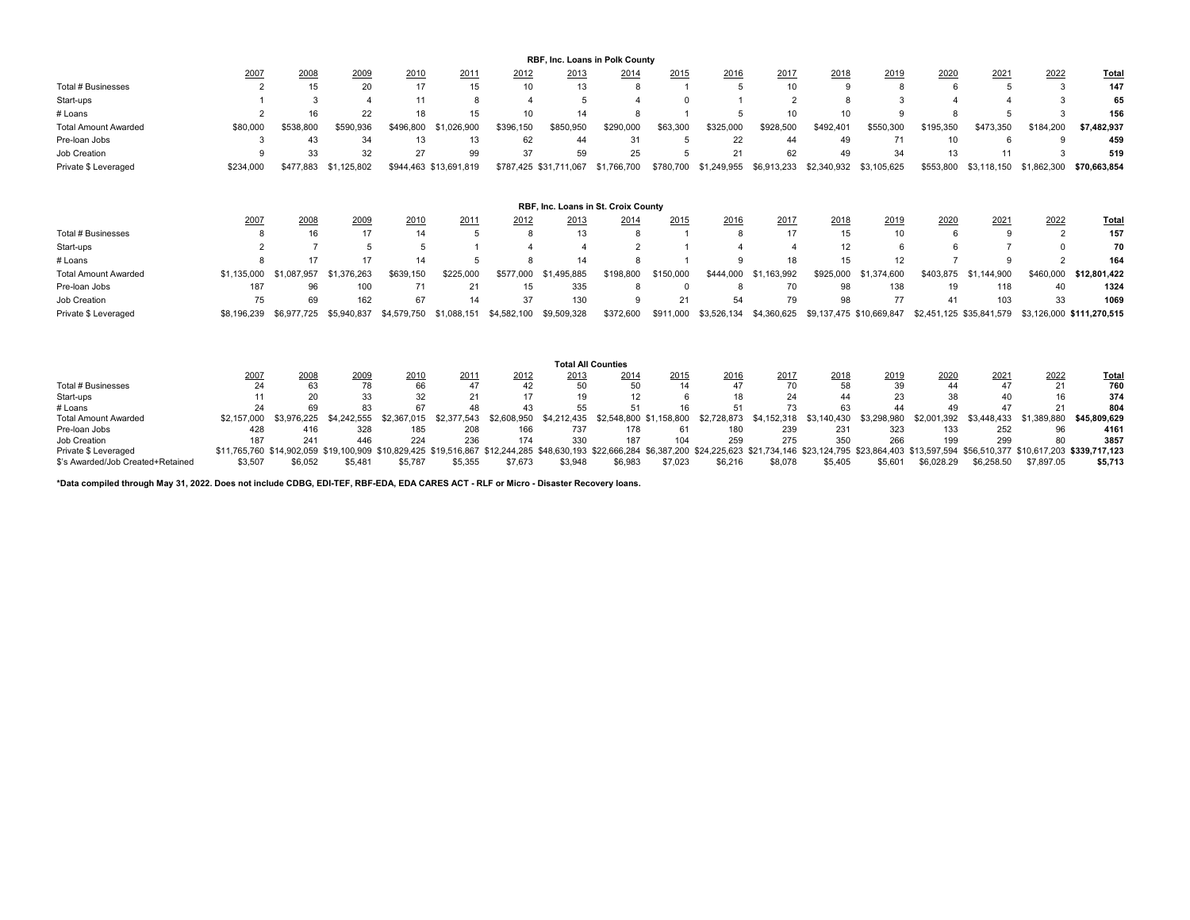**RBF, Inc. Loans in Polk County**

| | 2007 | 2008 | 2009 | 2010 | 2011 | 2012 | 2013 | 2014 | 2015 | 2016 | 2017 | 2018 | 2019 | 2020 | 2021 | 2022 | Total |
|---|---|---|---|---|---|---|---|---|---|---|---|---|---|---|---|---|---|
| Total # Businesses | 2 | 15 | 20 | 17 | 15 | 10 | 13 | 8 | 1 | 5 | 10 | 9 | 8 | 6 | 5 | 3 | **147** |
| Start-ups | 1 | 3 | 4 | 11 | 8 | 4 | 5 | 4 | 0 | 1 | 2 | 8 | 3 | 4 | 4 | 3 | **65** |
| # Loans | 2 | 16 | 22 | 18 | 15 | 10 | 14 | 8 | 1 | 5 | 10 | 10 | 9 | 8 | 5 | 3 | **156** |
| Total Amount Awarded | $80,000 | $538,800 | $590,936 | $496,800 | $1,026,900 | $396,150 | $850,950 | $290,000 | $63,300 | $325,000 | $928,500 | $492,401 | $550,300 | $195,350 | $473,350 | $184,200 | **$7,482,937** |
| Pre-loan Jobs | 3 | 43 | 34 | 13 | 13 | 62 | 44 | 31 | 5 | 22 | 44 | 49 | 71 | 10 | 6 | 9 | **459** |
| Job Creation | 9 | 33 | 32 | 27 | 99 | 37 | 59 | 25 | 5 | 21 | 62 | 49 | 34 | 13 | 11 | 3 | **519** |
| Private $ Leveraged | $234,000 | $477,883 | $1,125,802 | $944,463 | $13,691,819 | $787,425 | $31,711,067 | $1,766,700 | $780,700 | $1,249,955 | $6,913,233 | $2,340,932 | $3,105,625 | $553,800 | $3,118,150 | $1,862,300 | **$70,663,854** |

**RBF, Inc. Loans in St. Croix County**

| | 2007 | 2008 | 2009 | 2010 | 2011 | 2012 | 2013 | 2014 | 2015 | 2016 | 2017 | 2018 | 2019 | 2020 | 2021 | 2022 | Total |
|---|---|---|---|---|---|---|---|---|---|---|---|---|---|---|---|---|---|
| Total # Businesses | 8 | 16 | 17 | 14 | 5 | 8 | 13 | 8 | 1 | 8 | 17 | 15 | 10 | 6 | 9 | 2 | **157** |
| Start-ups | 2 | 7 | 5 | 5 | 1 | 4 | 4 | 2 | 1 | 4 | 4 | 12 | 6 | 6 | 7 | 0 | **70** |
| # Loans | 8 | 17 | 17 | 14 | 5 | 8 | 14 | 8 | 1 | 9 | 18 | 15 | 12 | 7 | 9 | 2 | **164** |
| Total Amount Awarded | $1,135,000 | $1,087,957 | $1,376,263 | $639,150 | $225,000 | $577,000 | $1,495,885 | $198,800 | $150,000 | $444,000 | $1,163,992 | $925,000 | $1,374,600 | $403,875 | $1,144,900 | $460,000 | **$12,801,422** |
| Pre-loan Jobs | 187 | 96 | 100 | 71 | 21 | 15 | 335 | 8 | 0 | 8 | 70 | 98 | 138 | 19 | 118 | 40 | **1324** |
| Job Creation | 75 | 69 | 162 | 67 | 14 | 37 | 130 | 9 | 21 | 54 | 79 | 98 | 77 | 41 | 103 | 33 | **1069** |
| Private $ Leveraged | $8,196,239 | $6,977,725 | $5,940,837 | $4,579,750 | $1,088,151 | $4,582,100 | $9,509,328 | $372,600 | $911,000 | $3,526,134 | $4,360,625 | $9,137,475 | $10,669,847 | $2,451,125 | $35,841,579 | $3,126,000 | **$111,270,515** |

**Total All Counties**

| | 2007 | 2008 | 2009 | 2010 | 2011 | 2012 | 2013 | 2014 | 2015 | 2016 | 2017 | 2018 | 2019 | 2020 | 2021 | 2022 | Total |
|---|---|---|---|---|---|---|---|---|---|---|---|---|---|---|---|---|---|
| Total # Businesses | 24 | 63 | 78 | 66 | 47 | 42 | 50 | 50 | 14 | 47 | 70 | 58 | 39 | 44 | 47 | 21 | **760** |
| Start-ups | 11 | 20 | 33 | 32 | 21 | 17 | 19 | 12 | 6 | 18 | 24 | 44 | 23 | 38 | 40 | 16 | **374** |
| # Loans | 24 | 69 | 83 | 67 | 48 | 43 | 55 | 51 | 16 | 51 | 73 | 63 | 44 | 49 | 47 | 21 | **804** |
| Total Amount Awarded | $2,157,000 | $3,976,225 | $4,242,555 | $2,367,015 | $2,377,543 | $2,608,950 | $4,212,435 | $2,548,800 | $1,158,800 | $2,728,873 | $4,152,318 | $3,140,430 | $3,298,980 | $2,001,392 | $3,448,433 | $1,389,880 | **$45,809,629** |
| Pre-loan Jobs | 428 | 416 | 328 | 185 | 208 | 166 | 737 | 178 | 61 | 180 | 239 | 231 | 323 | 133 | 252 | 96 | **4161** |
| Job Creation | 187 | 241 | 446 | 224 | 236 | 174 | 330 | 187 | 104 | 259 | 275 | 350 | 266 | 199 | 299 | 80 | **3857** |
| Private $ Leveraged | $11,765,760 | $14,902,059 | $19,100,909 | $10,829,425 | $19,516,867 | $12,244,285 | $48,630,193 | $22,666,284 | $6,387,200 | $24,225,623 | $21,734,146 | $23,124,795 | $23,864,403 | $13,597,594 | $56,510,377 | $10,617,203 | **$339,717,123** |
| $'s Awarded/Job Created+Retained | $3,507 | $6,052 | $5,481 | $5,787 | $5,355 | $7,673 | $3,948 | $6,983 | $7,023 | $6,216 | $8,078 | $5,405 | $5,601 | $6,028.29 | $6,258.50 | $7,897.05 | **$5,713** |

**\*Data compiled through May 31, 2022. Does not include CDBG, EDI-TEF, RBF-EDA, EDA CARES ACT - RLF or Micro - Disaster Recovery loans.**